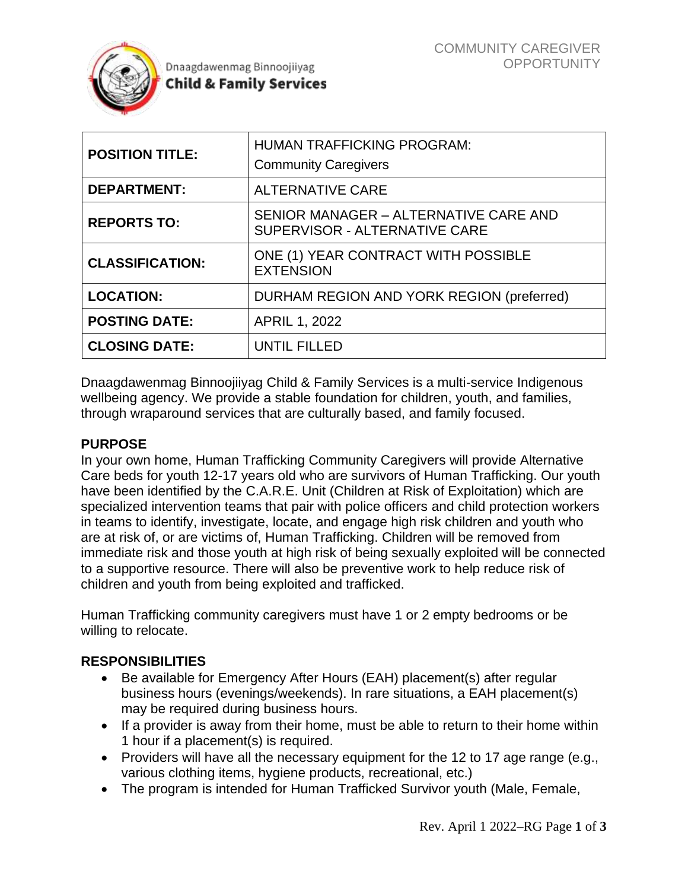Dnaagdawenmag Binnoojiiyag
**Child & Family Services**

COMMUNITY CAREGIVER OPPORTUNITY

| | |
|---|---|
| **POSITION TITLE:** | HUMAN TRAFFICKING PROGRAM: Community Caregivers |
| **DEPARTMENT:** | ALTERNATIVE CARE |
| **REPORTS TO:** | SENIOR MANAGER – ALTERNATIVE CARE AND SUPERVISOR - ALTERNATIVE CARE |
| **CLASSIFICATION:** | ONE (1) YEAR CONTRACT WITH POSSIBLE EXTENSION |
| **LOCATION:** | DURHAM REGION AND YORK REGION (preferred) |
| **POSTING DATE:** | APRIL 1, 2022 |
| **CLOSING DATE:** | UNTIL FILLED |

Dnaagdawenmag Binnoojiiyag Child & Family Services is a multi-service Indigenous wellbeing agency. We provide a stable foundation for children, youth, and families, through wraparound services that are culturally based, and family focused.

## PURPOSE

In your own home, Human Trafficking Community Caregivers will provide Alternative Care beds for youth 12-17 years old who are survivors of Human Trafficking. Our youth have been identified by the C.A.R.E. Unit (Children at Risk of Exploitation) which are specialized intervention teams that pair with police officers and child protection workers in teams to identify, investigate, locate, and engage high risk children and youth who are at risk of, or are victims of, Human Trafficking. Children will be removed from immediate risk and those youth at high risk of being sexually exploited will be connected to a supportive resource. There will also be preventive work to help reduce risk of children and youth from being exploited and trafficked.

Human Trafficking community caregivers must have 1 or 2 empty bedrooms or be willing to relocate.

## RESPONSIBILITIES

- Be available for Emergency After Hours (EAH) placement(s) after regular business hours (evenings/weekends). In rare situations, a EAH placement(s) may be required during business hours.
- If a provider is away from their home, must be able to return to their home within 1 hour if a placement(s) is required.
- Providers will have all the necessary equipment for the 12 to 17 age range (e.g., various clothing items, hygiene products, recreational, etc.)
- The program is intended for Human Trafficked Survivor youth (Male, Female,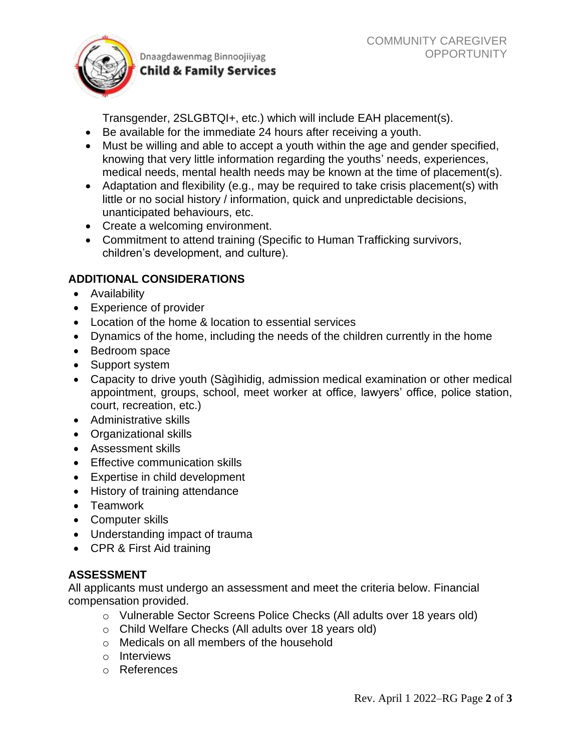Transgender, 2SLGBTQI+, etc.) which will include EAH placement(s).

- Be available for the immediate 24 hours after receiving a youth.
- Must be willing and able to accept a youth within the age and gender specified, knowing that very little information regarding the youths' needs, experiences, medical needs, mental health needs may be known at the time of placement(s).
- Adaptation and flexibility (e.g., may be required to take crisis placement(s) with little or no social history / information, quick and unpredictable decisions, unanticipated behaviours, etc.
- Create a welcoming environment.
- Commitment to attend training (Specific to Human Trafficking survivors, children's development, and culture).

## ADDITIONAL CONSIDERATIONS

- Availability
- Experience of provider
- Location of the home & location to essential services
- Dynamics of the home, including the needs of the children currently in the home
- Bedroom space
- Support system
- Capacity to drive youth (Sàgìhidig, admission medical examination or other medical appointment, groups, school, meet worker at office, lawyers' office, police station, court, recreation, etc.)
- Administrative skills
- Organizational skills
- Assessment skills
- Effective communication skills
- Expertise in child development
- History of training attendance
- Teamwork
- Computer skills
- Understanding impact of trauma
- CPR & First Aid training

## ASSESSMENT

All applicants must undergo an assessment and meet the criteria below. Financial compensation provided.

- Vulnerable Sector Screens Police Checks (All adults over 18 years old)
- Child Welfare Checks (All adults over 18 years old)
- Medicals on all members of the household
- Interviews
- References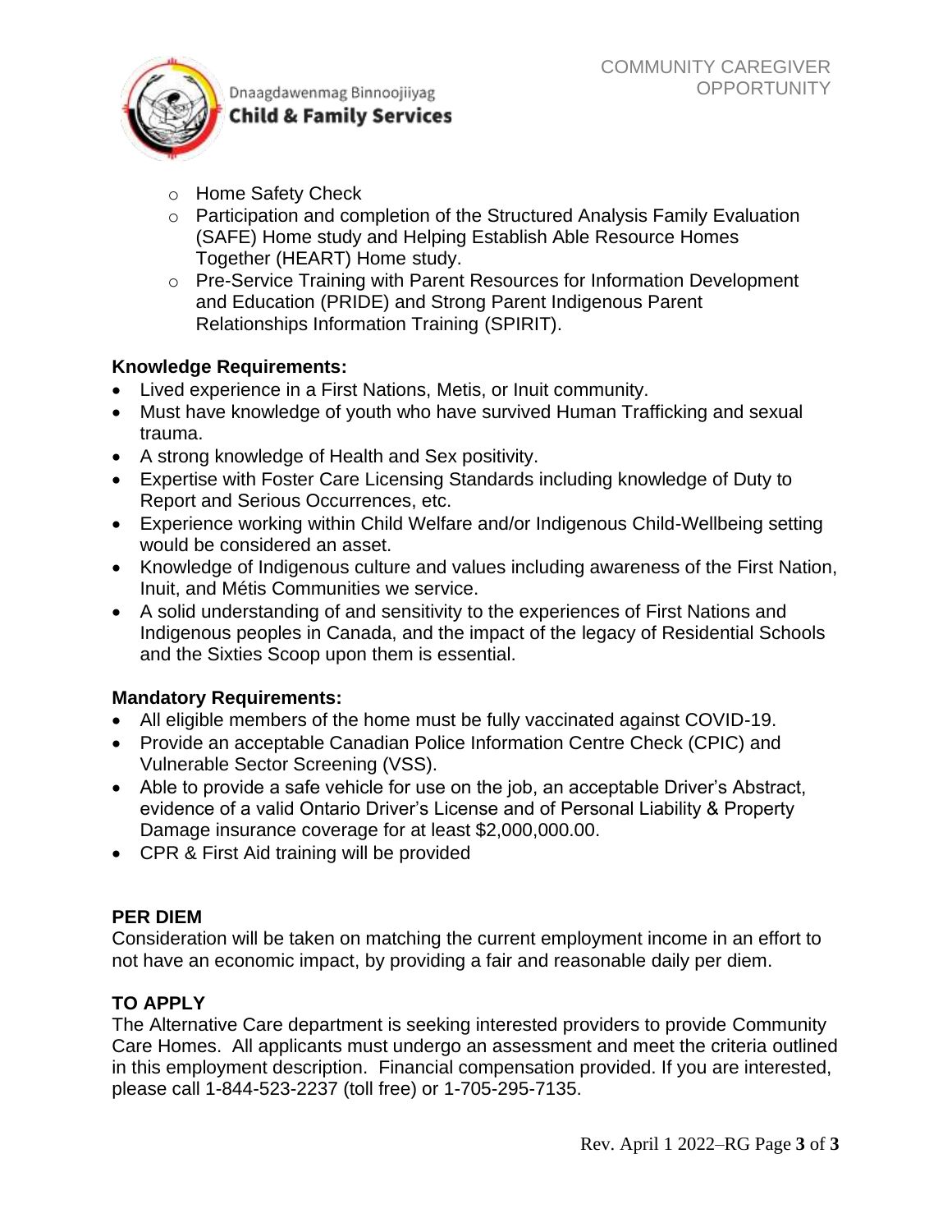- Home Safety Check
- Participation and completion of the Structured Analysis Family Evaluation (SAFE) Home study and Helping Establish Able Resource Homes Together (HEART) Home study.
- Pre-Service Training with Parent Resources for Information Development and Education (PRIDE) and Strong Parent Indigenous Parent Relationships Information Training (SPIRIT).

**Knowledge Requirements:**

- Lived experience in a First Nations, Metis, or Inuit community.
- Must have knowledge of youth who have survived Human Trafficking and sexual trauma.
- A strong knowledge of Health and Sex positivity.
- Expertise with Foster Care Licensing Standards including knowledge of Duty to Report and Serious Occurrences, etc.
- Experience working within Child Welfare and/or Indigenous Child-Wellbeing setting would be considered an asset.
- Knowledge of Indigenous culture and values including awareness of the First Nation, Inuit, and Métis Communities we service.
- A solid understanding of and sensitivity to the experiences of First Nations and Indigenous peoples in Canada, and the impact of the legacy of Residential Schools and the Sixties Scoop upon them is essential.

**Mandatory Requirements:**

- All eligible members of the home must be fully vaccinated against COVID-19.
- Provide an acceptable Canadian Police Information Centre Check (CPIC) and Vulnerable Sector Screening (VSS).
- Able to provide a safe vehicle for use on the job, an acceptable Driver's Abstract, evidence of a valid Ontario Driver's License and of Personal Liability & Property Damage insurance coverage for at least $2,000,000.00.
- CPR & First Aid training will be provided

**PER DIEM**

Consideration will be taken on matching the current employment income in an effort to not have an economic impact, by providing a fair and reasonable daily per diem.

**TO APPLY**

The Alternative Care department is seeking interested providers to provide Community Care Homes. All applicants must undergo an assessment and meet the criteria outlined in this employment description. Financial compensation provided. If you are interested, please call 1-844-523-2237 (toll free) or 1-705-295-7135.